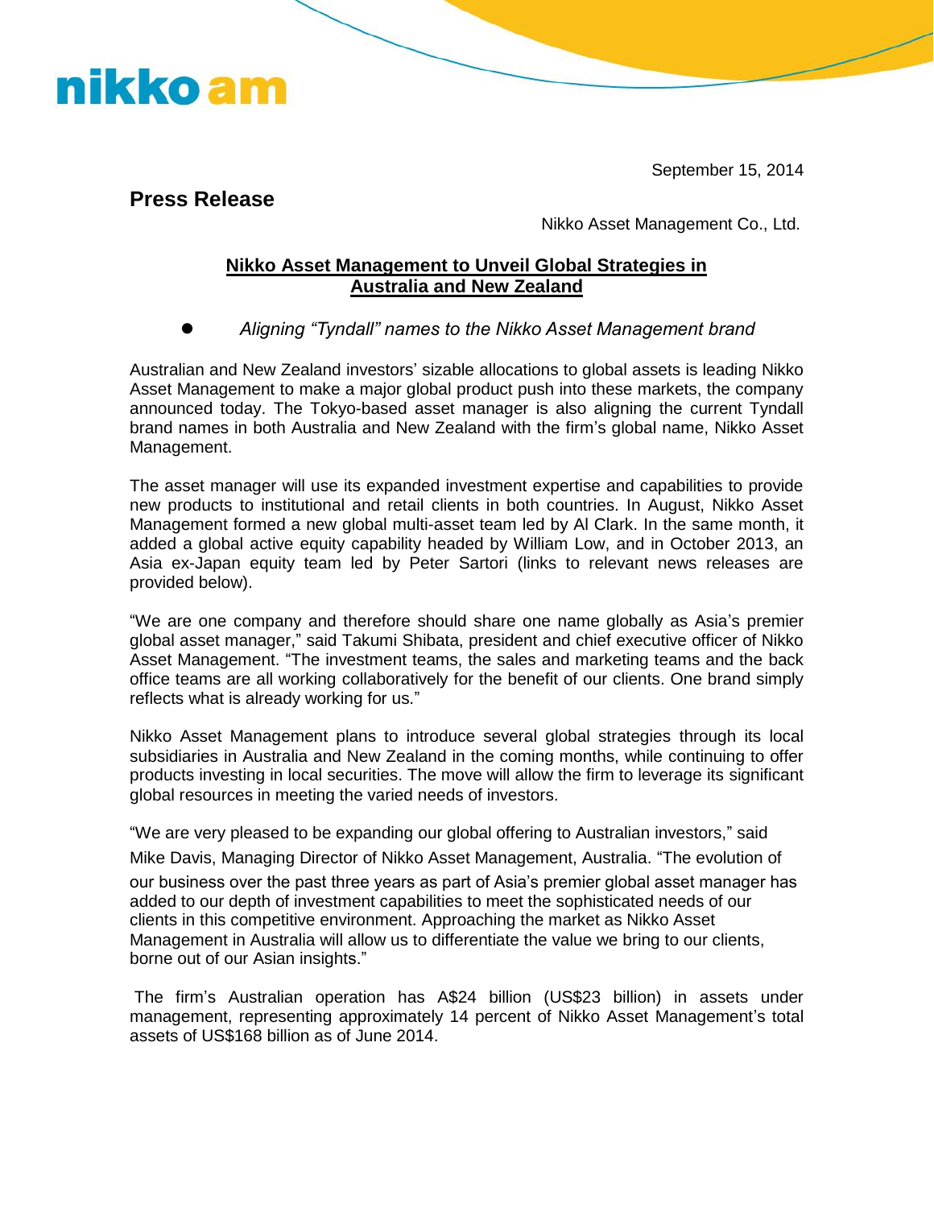nikko am

September 15, 2014

## Press Release

Nikko Asset Management Co., Ltd.

# Nikko Asset Management to Unveil Global Strategies in Australia and New Zealand

- *Aligning "Tyndall" names to the Nikko Asset Management brand*

Australian and New Zealand investors' sizable allocations to global assets is leading Nikko Asset Management to make a major global product push into these markets, the company announced today. The Tokyo-based asset manager is also aligning the current Tyndall brand names in both Australia and New Zealand with the firm's global name, Nikko Asset Management.

The asset manager will use its expanded investment expertise and capabilities to provide new products to institutional and retail clients in both countries. In August, Nikko Asset Management formed a new global multi-asset team led by Al Clark. In the same month, it added a global active equity capability headed by William Low, and in October 2013, an Asia ex-Japan equity team led by Peter Sartori (links to relevant news releases are provided below).

"We are one company and therefore should share one name globally as Asia's premier global asset manager," said Takumi Shibata, president and chief executive officer of Nikko Asset Management. "The investment teams, the sales and marketing teams and the back office teams are all working collaboratively for the benefit of our clients. One brand simply reflects what is already working for us."

Nikko Asset Management plans to introduce several global strategies through its local subsidiaries in Australia and New Zealand in the coming months, while continuing to offer products investing in local securities. The move will allow the firm to leverage its significant global resources in meeting the varied needs of investors.

"We are very pleased to be expanding our global offering to Australian investors," said Mike Davis, Managing Director of Nikko Asset Management, Australia. "The evolution of our business over the past three years as part of Asia's premier global asset manager has added to our depth of investment capabilities to meet the sophisticated needs of our clients in this competitive environment. Approaching the market as Nikko Asset Management in Australia will allow us to differentiate the value we bring to our clients, borne out of our Asian insights."

The firm's Australian operation has A$24 billion (US$23 billion) in assets under management, representing approximately 14 percent of Nikko Asset Management's total assets of US$168 billion as of June 2014.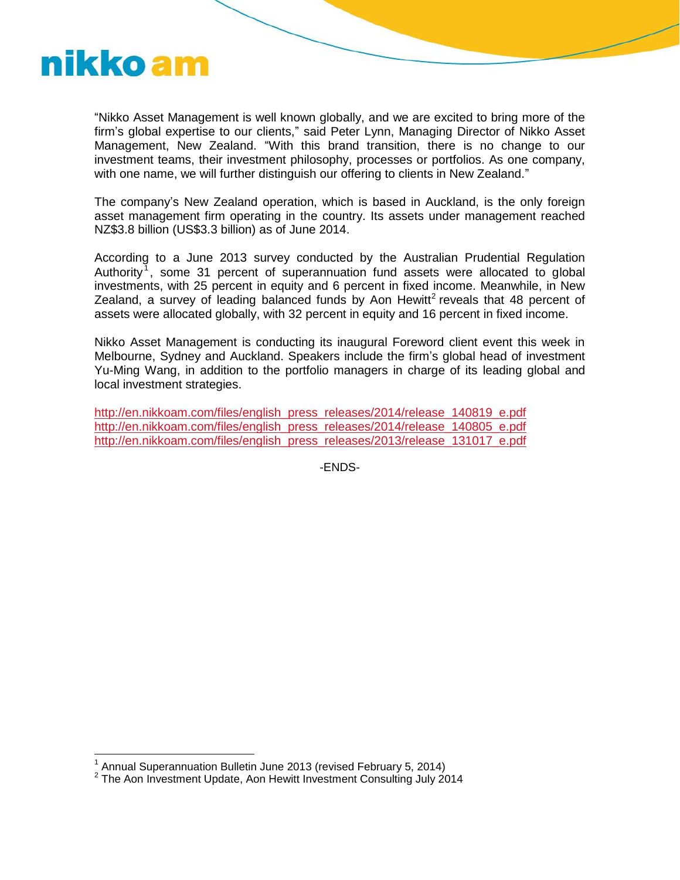"Nikko Asset Management is well known globally, and we are excited to bring more of the firm's global expertise to our clients," said Peter Lynn, Managing Director of Nikko Asset Management, New Zealand. "With this brand transition, there is no change to our investment teams, their investment philosophy, processes or portfolios. As one company, with one name, we will further distinguish our offering to clients in New Zealand."

The company's New Zealand operation, which is based in Auckland, is the only foreign asset management firm operating in the country. Its assets under management reached NZ$3.8 billion (US$3.3 billion) as of June 2014.

According to a June 2013 survey conducted by the Australian Prudential Regulation Authority[1], some 31 percent of superannuation fund assets were allocated to global investments, with 25 percent in equity and 6 percent in fixed income. Meanwhile, in New Zealand, a survey of leading balanced funds by Aon Hewitt[2] reveals that 48 percent of assets were allocated globally, with 32 percent in equity and 16 percent in fixed income.

Nikko Asset Management is conducting its inaugural Foreword client event this week in Melbourne, Sydney and Auckland. Speakers include the firm's global head of investment Yu-Ming Wang, in addition to the portfolio managers in charge of its leading global and local investment strategies.

http://en.nikkoam.com/files/english_press_releases/2014/release_140819_e.pdf
http://en.nikkoam.com/files/english_press_releases/2014/release_140805_e.pdf
http://en.nikkoam.com/files/english_press_releases/2013/release_131017_e.pdf

-ENDS-

[1] Annual Superannuation Bulletin June 2013 (revised February 5, 2014)
[2] The Aon Investment Update, Aon Hewitt Investment Consulting July 2014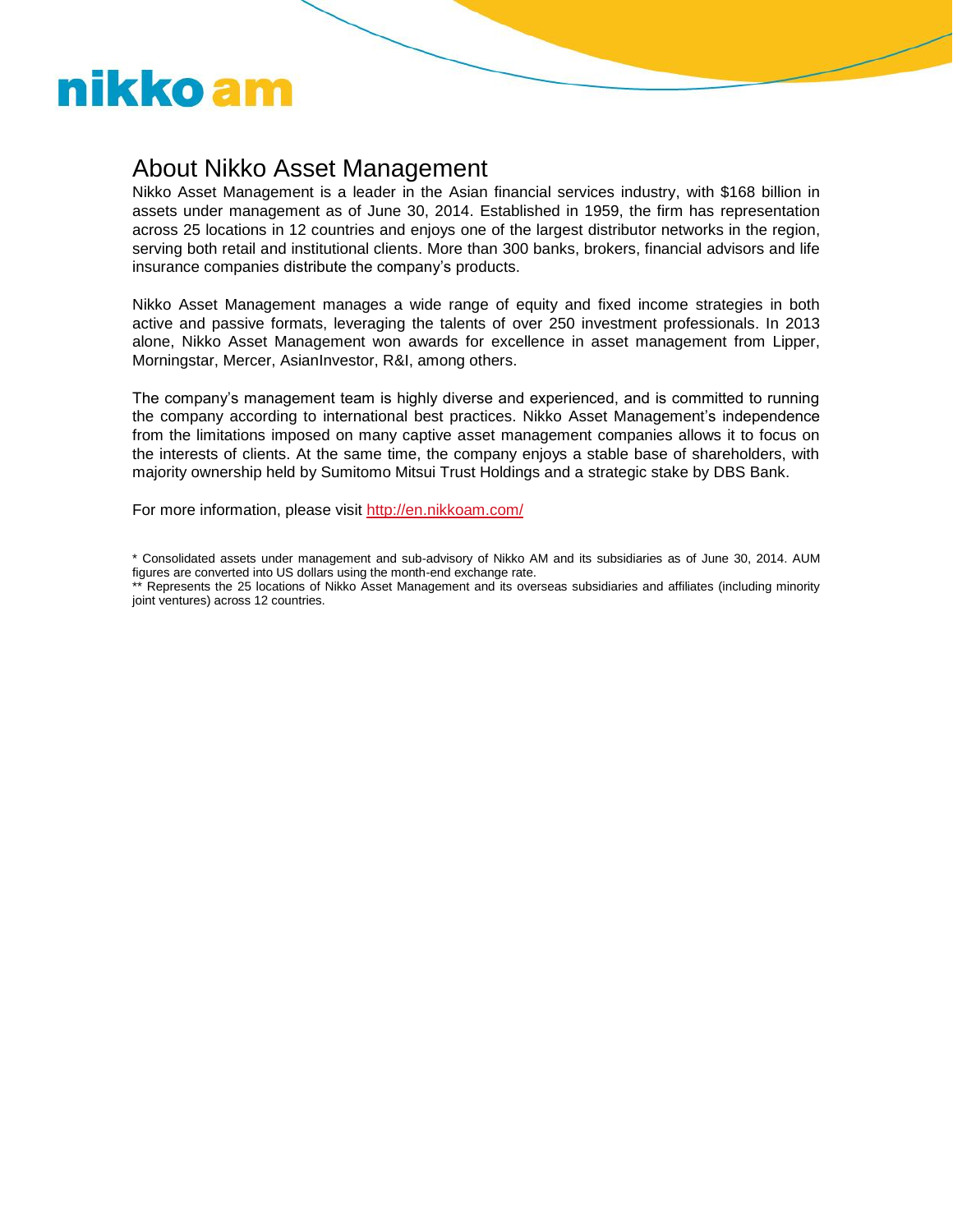## About Nikko Asset Management

Nikko Asset Management is a leader in the Asian financial services industry, with $168 billion in assets under management as of June 30, 2014. Established in 1959, the firm has representation across 25 locations in 12 countries and enjoys one of the largest distributor networks in the region, serving both retail and institutional clients. More than 300 banks, brokers, financial advisors and life insurance companies distribute the company's products.

Nikko Asset Management manages a wide range of equity and fixed income strategies in both active and passive formats, leveraging the talents of over 250 investment professionals. In 2013 alone, Nikko Asset Management won awards for excellence in asset management from Lipper, Morningstar, Mercer, AsianInvestor, R&I, among others.

The company's management team is highly diverse and experienced, and is committed to running the company according to international best practices. Nikko Asset Management's independence from the limitations imposed on many captive asset management companies allows it to focus on the interests of clients. At the same time, the company enjoys a stable base of shareholders, with majority ownership held by Sumitomo Mitsui Trust Holdings and a strategic stake by DBS Bank.

For more information, please visit http://en.nikkoam.com/

* Consolidated assets under management and sub-advisory of Nikko AM and its subsidiaries as of June 30, 2014. AUM figures are converted into US dollars using the month-end exchange rate.
** Represents the 25 locations of Nikko Asset Management and its overseas subsidiaries and affiliates (including minority joint ventures) across 12 countries.